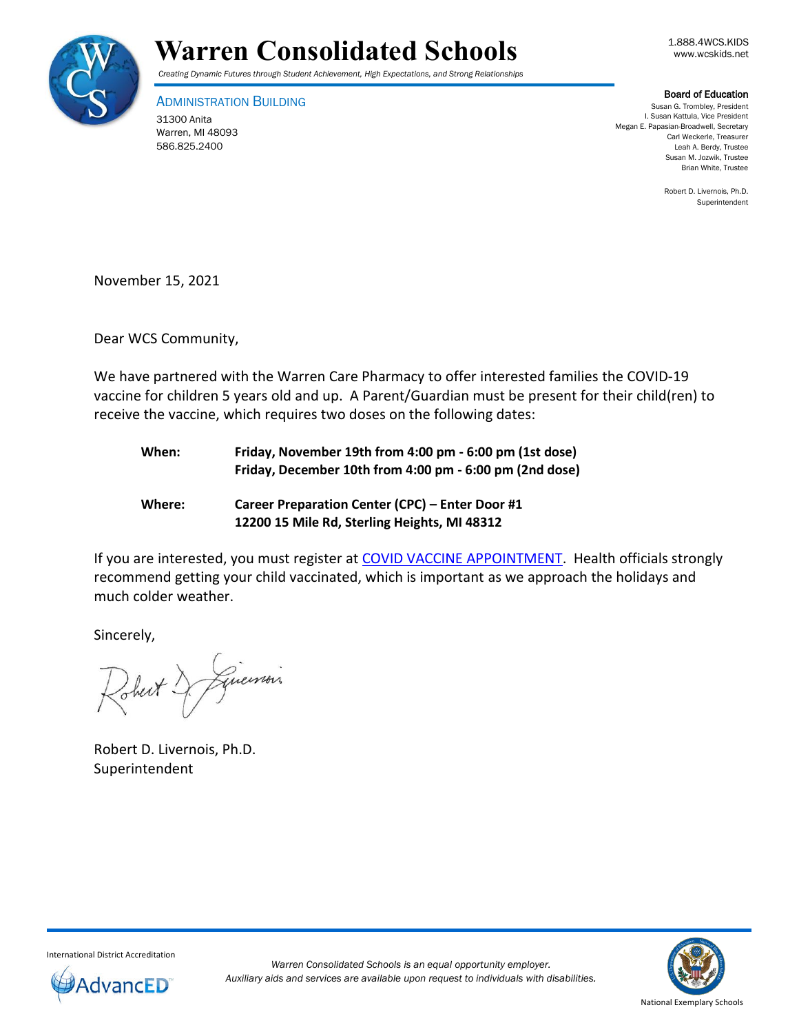# Warren Consolidated Schools

*Creating Dynamic Futures through Student Achievement, High Expectations, and Strong Relationships*

1.888.4WCS.KIDS
www.wcskids.net

ADMINISTRATION BUILDING
31300 Anita
Warren, MI 48093
586.825.2400

**Board of Education**
Susan G. Trombley, President
I. Susan Kattula, Vice President
Megan E. Papasian-Broadwell, Secretary
Carl Weckerle, Treasurer
Leah A. Berdy, Trustee
Susan M. Jozwik, Trustee
Brian White, Trustee

Robert D. Livernois, Ph.D.
Superintendent

November 15, 2021

Dear WCS Community,

We have partnered with the Warren Care Pharmacy to offer interested families the COVID-19 vaccine for children 5 years old and up. A Parent/Guardian must be present for their child(ren) to receive the vaccine, which requires two doses on the following dates:

**When:** **Friday, November 19th from 4:00 pm - 6:00 pm (1st dose)**
**Friday, December 10th from 4:00 pm - 6:00 pm (2nd dose)**

**Where:** **Career Preparation Center (CPC) – Enter Door #1**
**12200 15 Mile Rd, Sterling Heights, MI 48312**

If you are interested, you must register at COVID VACCINE APPOINTMENT. Health officials strongly recommend getting your child vaccinated, which is important as we approach the holidays and much colder weather.

Sincerely,

Robert D. Livernois, Ph.D.
Superintendent

International District Accreditation
AdvancED

*Warren Consolidated Schools is an equal opportunity employer.*
*Auxiliary aids and services are available upon request to individuals with disabilities.*

National Exemplary Schools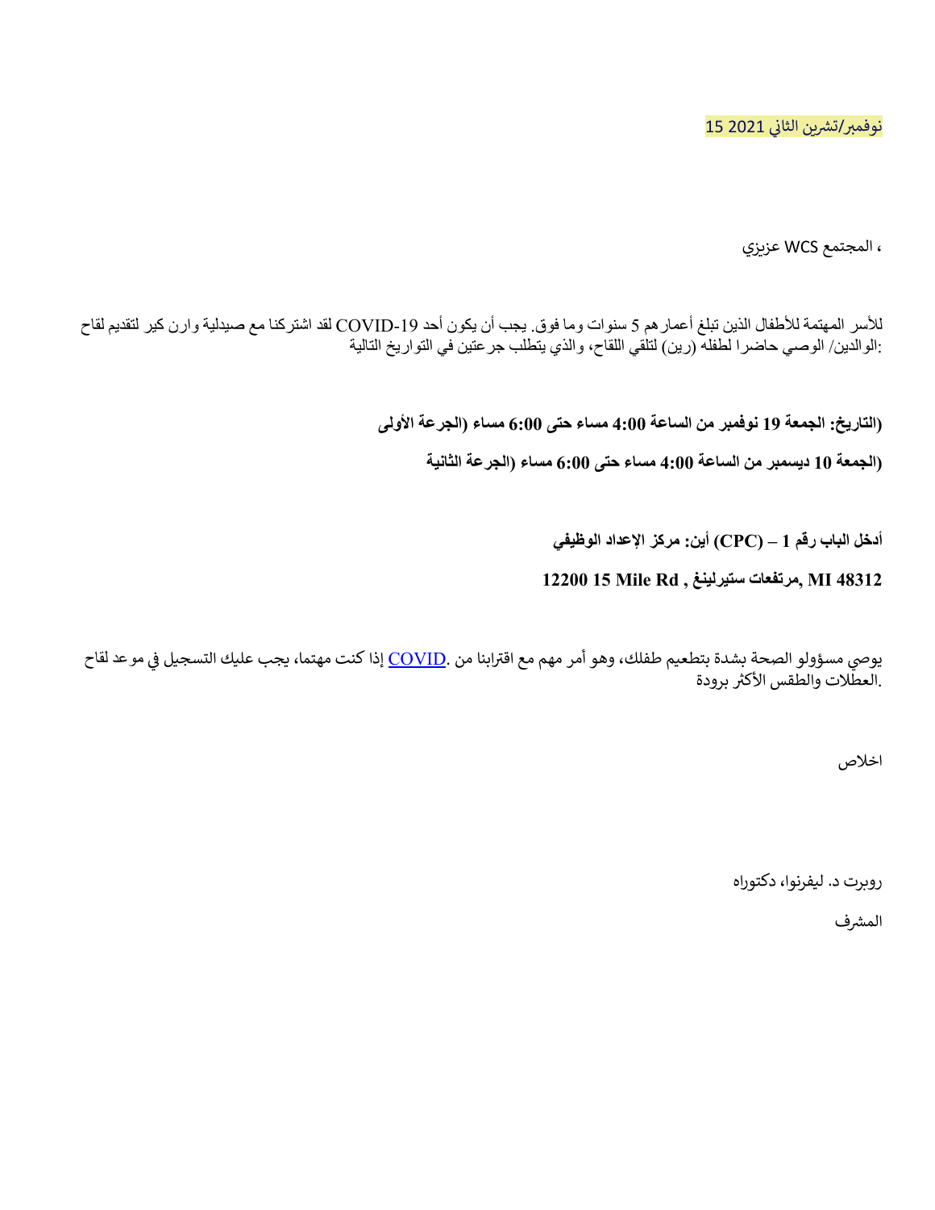نوفمبر/تشرين الثاني 2021 15

، المجتمع WCS عزيزي

للأسر المهتمة للأطفال الذين تبلغ أعمارهم 5 سنوات وما فوق. يجب أن يكون أحد COVID-19 لقد اشتركنا مع صيدلية وارن كير لتقديم لقاح الوالدين/ الوصي حاضرا لطفله (رين) لتلقي اللقاح، والذي يتطلب جرعتين في التواريخ التالية:

**(التاريخ: الجمعة 19 نوفمبر من الساعة 4:00 مساء حتى 6:00 مساء (الجرعة الأولى**

**(الجمعة 10 ديسمبر من الساعة 4:00 مساء حتى 6:00 مساء (الجرعة الثانية**

**أدخل الباب رقم 1 – (CPC) أين: مركز الإعداد الوظيفي**

**12200 15 Mile Rd , مرتفعات ستيرلينغ, MI 48312**

يوصي مسؤولو الصحة بشدة بتطعيم طفلك، وهو أمر مهم مع اقترابنا من .COVID إذا كنت مهتما، يجب عليك التسجيل في موعد لقاح العطلات والطقس الأكثر برودة.

اخلاص

روبرت د. ليفرنوا، دكتوراه

المشرف